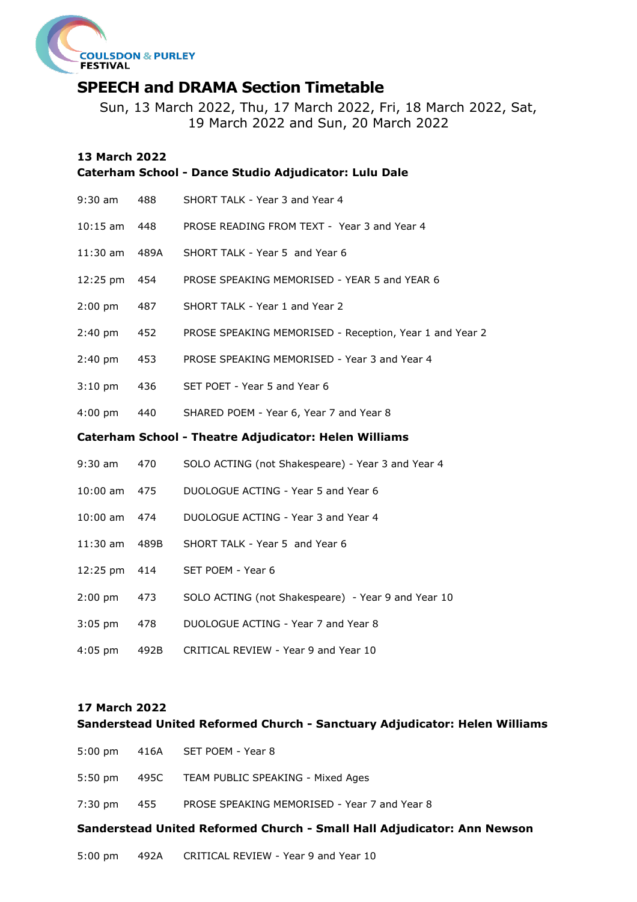COULSDON & PURLEY FESTIVAL

# SPEECH and DRAMA Section Timetable

Sun, 13 March 2022, Thu, 17 March 2022, Fri, 18 March 2022, Sat, 19 March 2022 and Sun, 20 March 2022

## 13 March 2022

### Caterham School - Dance Studio Adjudicator: Lulu Dale

| | | |
|---|---|---|
| 9:30 am | 488 | SHORT TALK - Year 3 and Year 4 |
| 10:15 am | 448 | PROSE READING FROM TEXT - Year 3 and Year 4 |
| 11:30 am | 489A | SHORT TALK - Year 5 and Year 6 |
| 12:25 pm | 454 | PROSE SPEAKING MEMORISED - YEAR 5 and YEAR 6 |
| 2:00 pm | 487 | SHORT TALK - Year 1 and Year 2 |
| 2:40 pm | 452 | PROSE SPEAKING MEMORISED - Reception, Year 1 and Year 2 |
| 2:40 pm | 453 | PROSE SPEAKING MEMORISED - Year 3 and Year 4 |
| 3:10 pm | 436 | SET POET - Year 5 and Year 6 |
| 4:00 pm | 440 | SHARED POEM - Year 6, Year 7 and Year 8 |

### Caterham School - Theatre Adjudicator: Helen Williams

| | | |
|---|---|---|
| 9:30 am | 470 | SOLO ACTING (not Shakespeare) - Year 3 and Year 4 |
| 10:00 am | 475 | DUOLOGUE ACTING - Year 5 and Year 6 |
| 10:00 am | 474 | DUOLOGUE ACTING - Year 3 and Year 4 |
| 11:30 am | 489B | SHORT TALK - Year 5 and Year 6 |
| 12:25 pm | 414 | SET POEM - Year 6 |
| 2:00 pm | 473 | SOLO ACTING (not Shakespeare) - Year 9 and Year 10 |
| 3:05 pm | 478 | DUOLOGUE ACTING - Year 7 and Year 8 |
| 4:05 pm | 492B | CRITICAL REVIEW - Year 9 and Year 10 |

## 17 March 2022

### Sanderstead United Reformed Church - Sanctuary Adjudicator: Helen Williams

| | | |
|---|---|---|
| 5:00 pm | 416A | SET POEM - Year 8 |
| 5:50 pm | 495C | TEAM PUBLIC SPEAKING - Mixed Ages |
| 7:30 pm | 455 | PROSE SPEAKING MEMORISED - Year 7 and Year 8 |

### Sanderstead United Reformed Church - Small Hall Adjudicator: Ann Newson

| | | |
|---|---|---|
| 5:00 pm | 492A | CRITICAL REVIEW - Year 9 and Year 10 |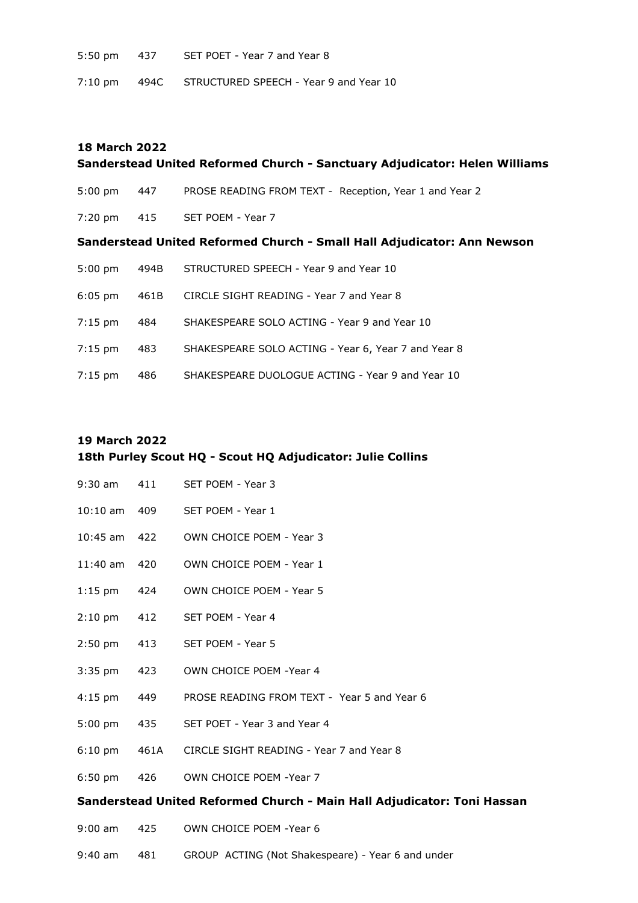| | | |
|---|---|---|
| 5:50 pm | 437 | SET POET - Year 7 and Year 8 |
| 7:10 pm | 494C | STRUCTURED SPEECH - Year 9 and Year 10 |

## 18 March 2022

### Sanderstead United Reformed Church - Sanctuary Adjudicator: Helen Williams

| | | |
|---|---|---|
| 5:00 pm | 447 | PROSE READING FROM TEXT - Reception, Year 1 and Year 2 |
| 7:20 pm | 415 | SET POEM - Year 7 |

### Sanderstead United Reformed Church - Small Hall Adjudicator: Ann Newson

| | | |
|---|---|---|
| 5:00 pm | 494B | STRUCTURED SPEECH - Year 9 and Year 10 |
| 6:05 pm | 461B | CIRCLE SIGHT READING - Year 7 and Year 8 |
| 7:15 pm | 484 | SHAKESPEARE SOLO ACTING - Year 9 and Year 10 |
| 7:15 pm | 483 | SHAKESPEARE SOLO ACTING - Year 6, Year 7 and Year 8 |
| 7:15 pm | 486 | SHAKESPEARE DUOLOGUE ACTING - Year 9 and Year 10 |

## 19 March 2022

### 18th Purley Scout HQ - Scout HQ Adjudicator: Julie Collins

| | | |
|---|---|---|
| 9:30 am | 411 | SET POEM - Year 3 |
| 10:10 am | 409 | SET POEM - Year 1 |
| 10:45 am | 422 | OWN CHOICE POEM - Year 3 |
| 11:40 am | 420 | OWN CHOICE POEM - Year 1 |
| 1:15 pm | 424 | OWN CHOICE POEM - Year 5 |
| 2:10 pm | 412 | SET POEM - Year 4 |
| 2:50 pm | 413 | SET POEM - Year 5 |
| 3:35 pm | 423 | OWN CHOICE POEM -Year 4 |
| 4:15 pm | 449 | PROSE READING FROM TEXT - Year 5 and Year 6 |
| 5:00 pm | 435 | SET POET - Year 3 and Year 4 |
| 6:10 pm | 461A | CIRCLE SIGHT READING - Year 7 and Year 8 |
| 6:50 pm | 426 | OWN CHOICE POEM -Year 7 |

### Sanderstead United Reformed Church - Main Hall Adjudicator: Toni Hassan

| | | |
|---|---|---|
| 9:00 am | 425 | OWN CHOICE POEM -Year 6 |
| 9:40 am | 481 | GROUP ACTING (Not Shakespeare) - Year 6 and under |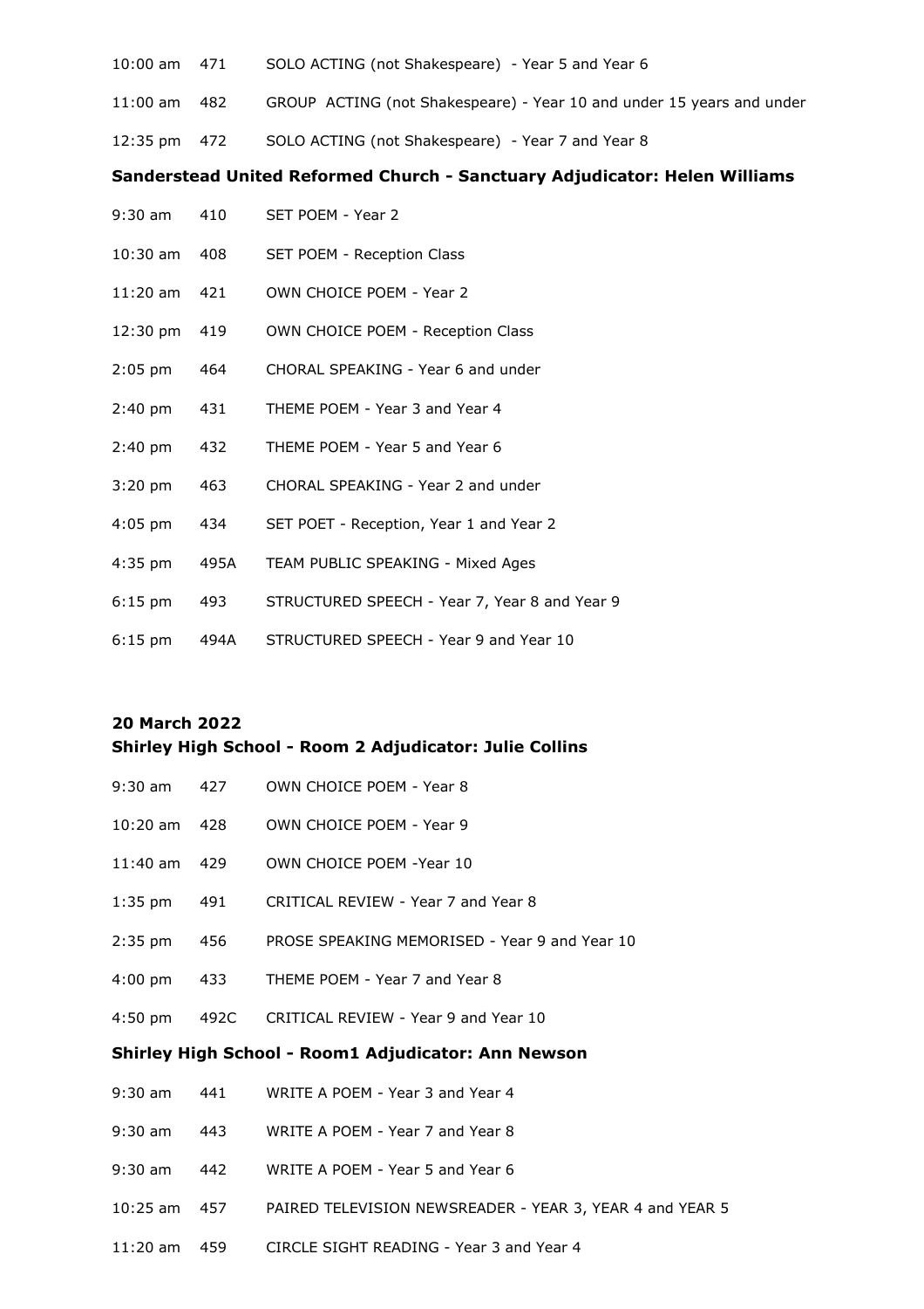| | | |
|---|---|---|
| 10:00 am | 471 | SOLO ACTING (not Shakespeare) - Year 5 and Year 6 |
| 11:00 am | 482 | GROUP ACTING (not Shakespeare) - Year 10 and under 15 years and under |
| 12:35 pm | 472 | SOLO ACTING (not Shakespeare) - Year 7 and Year 8 |

**Sanderstead United Reformed Church - Sanctuary Adjudicator: Helen Williams**

| | | |
|---|---|---|
| 9:30 am | 410 | SET POEM - Year 2 |
| 10:30 am | 408 | SET POEM - Reception Class |
| 11:20 am | 421 | OWN CHOICE POEM - Year 2 |
| 12:30 pm | 419 | OWN CHOICE POEM - Reception Class |
| 2:05 pm | 464 | CHORAL SPEAKING - Year 6 and under |
| 2:40 pm | 431 | THEME POEM - Year 3 and Year 4 |
| 2:40 pm | 432 | THEME POEM - Year 5 and Year 6 |
| 3:20 pm | 463 | CHORAL SPEAKING - Year 2 and under |
| 4:05 pm | 434 | SET POET - Reception, Year 1 and Year 2 |
| 4:35 pm | 495A | TEAM PUBLIC SPEAKING - Mixed Ages |
| 6:15 pm | 493 | STRUCTURED SPEECH - Year 7, Year 8 and Year 9 |
| 6:15 pm | 494A | STRUCTURED SPEECH - Year 9 and Year 10 |

**20 March 2022**

**Shirley High School - Room 2 Adjudicator: Julie Collins**

| | | |
|---|---|---|
| 9:30 am | 427 | OWN CHOICE POEM - Year 8 |
| 10:20 am | 428 | OWN CHOICE POEM - Year 9 |
| 11:40 am | 429 | OWN CHOICE POEM -Year 10 |
| 1:35 pm | 491 | CRITICAL REVIEW - Year 7 and Year 8 |
| 2:35 pm | 456 | PROSE SPEAKING MEMORISED - Year 9 and Year 10 |
| 4:00 pm | 433 | THEME POEM - Year 7 and Year 8 |
| 4:50 pm | 492C | CRITICAL REVIEW - Year 9 and Year 10 |

**Shirley High School - Room1 Adjudicator: Ann Newson**

| | | |
|---|---|---|
| 9:30 am | 441 | WRITE A POEM - Year 3 and Year 4 |
| 9:30 am | 443 | WRITE A POEM - Year 7 and Year 8 |
| 9:30 am | 442 | WRITE A POEM - Year 5 and Year 6 |
| 10:25 am | 457 | PAIRED TELEVISION NEWSREADER - YEAR 3, YEAR 4 and YEAR 5 |
| 11:20 am | 459 | CIRCLE SIGHT READING - Year 3 and Year 4 |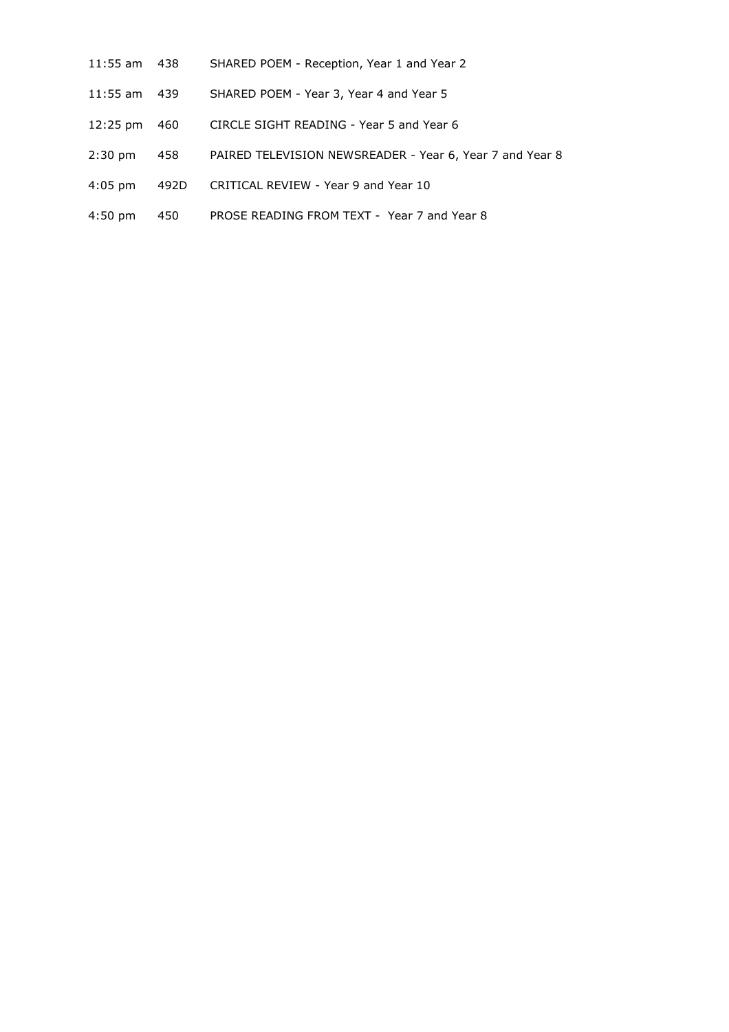| | | |
|---|---|---|
| 11:55 am | 438 | SHARED POEM - Reception, Year 1 and Year 2 |
| 11:55 am | 439 | SHARED POEM - Year 3, Year 4 and Year 5 |
| 12:25 pm | 460 | CIRCLE SIGHT READING - Year 5 and Year 6 |
| 2:30 pm | 458 | PAIRED TELEVISION NEWSREADER - Year 6, Year 7 and Year 8 |
| 4:05 pm | 492D | CRITICAL REVIEW - Year 9 and Year 10 |
| 4:50 pm | 450 | PROSE READING FROM TEXT - Year 7 and Year 8 |